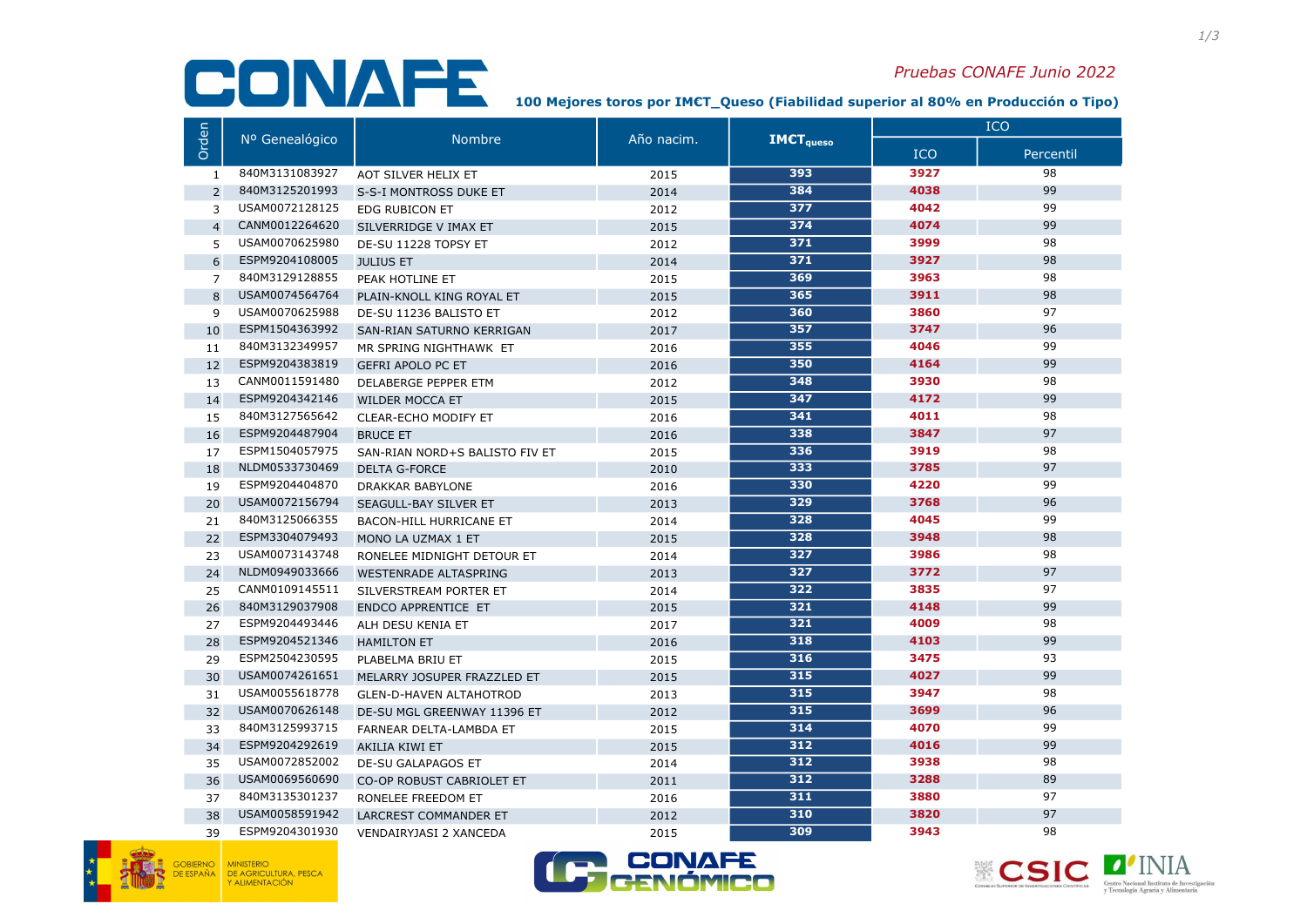# CONAFE

*Pruebas CONAFE Junio 2022*

**100 Mejores toros por IM€T_Queso (Fiabilidad superior al 80% en Producción o Tipo)**

| Orden | Nº Genealógico | Nombre | Año nacim. | IM€T$_{queso}$ | ICO | |
|---|---|---|---|---|---|---|
| | | | | | ICO | Percentil |
| 1 | 840M3131083927 | AOT SILVER HELIX ET | 2015 | 393 | 3927 | 98 |
| 2 | 840M3125201993 | S-S-I MONTROSS DUKE ET | 2014 | 384 | 4038 | 99 |
| 3 | USAM0072128125 | EDG RUBICON ET | 2012 | 377 | 4042 | 99 |
| 4 | CANM0012264620 | SILVERRIDGE V IMAX ET | 2015 | 374 | 4074 | 99 |
| 5 | USAM0070625980 | DE-SU 11228 TOPSY ET | 2012 | 371 | 3999 | 98 |
| 6 | ESPM9204108005 | JULIUS ET | 2014 | 371 | 3927 | 98 |
| 7 | 840M3129128855 | PEAK HOTLINE ET | 2015 | 369 | 3963 | 98 |
| 8 | USAM0074564764 | PLAIN-KNOLL KING ROYAL ET | 2015 | 365 | 3911 | 98 |
| 9 | USAM0070625988 | DE-SU 11236 BALISTO ET | 2012 | 360 | 3860 | 97 |
| 10 | ESPM1504363992 | SAN-RIAN SATURNO KERRIGAN | 2017 | 357 | 3747 | 96 |
| 11 | 840M3132349957 | MR SPRING NIGHTHAWK ET | 2016 | 355 | 4046 | 99 |
| 12 | ESPM9204383819 | GEFRI APOLO PC ET | 2016 | 350 | 4164 | 99 |
| 13 | CANM0011591480 | DELABERGE PEPPER ETM | 2012 | 348 | 3930 | 98 |
| 14 | ESPM9204342146 | WILDER MOCCA ET | 2015 | 347 | 4172 | 99 |
| 15 | 840M3127565642 | CLEAR-ECHO MODIFY ET | 2016 | 341 | 4011 | 98 |
| 16 | ESPM9204487904 | BRUCE ET | 2016 | 338 | 3847 | 97 |
| 17 | ESPM1504057975 | SAN-RIAN NORD+S BALISTO FIV ET | 2015 | 336 | 3919 | 98 |
| 18 | NLDM0533730469 | DELTA G-FORCE | 2010 | 333 | 3785 | 97 |
| 19 | ESPM9204404870 | DRAKKAR BABYLONE | 2016 | 330 | 4220 | 99 |
| 20 | USAM0072156794 | SEAGULL-BAY SILVER ET | 2013 | 329 | 3768 | 96 |
| 21 | 840M3125066355 | BACON-HILL HURRICANE ET | 2014 | 328 | 4045 | 99 |
| 22 | ESPM3304079493 | MONO LA UZMAX 1 ET | 2015 | 328 | 3948 | 98 |
| 23 | USAM0073143748 | RONELEE MIDNIGHT DETOUR ET | 2014 | 327 | 3986 | 98 |
| 24 | NLDM0949033666 | WESTENRADE ALTASPRING | 2013 | 327 | 3772 | 97 |
| 25 | CANM0109145511 | SILVERSTREAM PORTER ET | 2014 | 322 | 3835 | 97 |
| 26 | 840M3129037908 | ENDCO APPRENTICE ET | 2015 | 321 | 4148 | 99 |
| 27 | ESPM9204493446 | ALH DESU KENIA ET | 2017 | 321 | 4009 | 98 |
| 28 | ESPM9204521346 | HAMILTON ET | 2016 | 318 | 4103 | 99 |
| 29 | ESPM2504230595 | PLABELMA BRIU ET | 2015 | 316 | 3475 | 93 |
| 30 | USAM0074261651 | MELARRY JOSUPER FRAZZLED ET | 2015 | 315 | 4027 | 99 |
| 31 | USAM0055618778 | GLEN-D-HAVEN ALTAHOTROD | 2013 | 315 | 3947 | 98 |
| 32 | USAM0070626148 | DE-SU MGL GREENWAY 11396 ET | 2012 | 315 | 3699 | 96 |
| 33 | 840M3125993715 | FARNEAR DELTA-LAMBDA ET | 2015 | 314 | 4070 | 99 |
| 34 | ESPM9204292619 | AKILIA KIWI ET | 2015 | 312 | 4016 | 99 |
| 35 | USAM0072852002 | DE-SU GALAPAGOS ET | 2014 | 312 | 3938 | 98 |
| 36 | USAM0069560690 | CO-OP ROBUST CABRIOLET ET | 2011 | 312 | 3288 | 89 |
| 37 | 840M3135301237 | RONELEE FREEDOM ET | 2016 | 311 | 3880 | 97 |
| 38 | USAM0058591942 | LARCREST COMMANDER ET | 2012 | 310 | 3820 | 97 |
| 39 | ESPM9204301930 | VENDAIRYJASI 2 XANCEDA | 2015 | 309 | 3943 | 98 |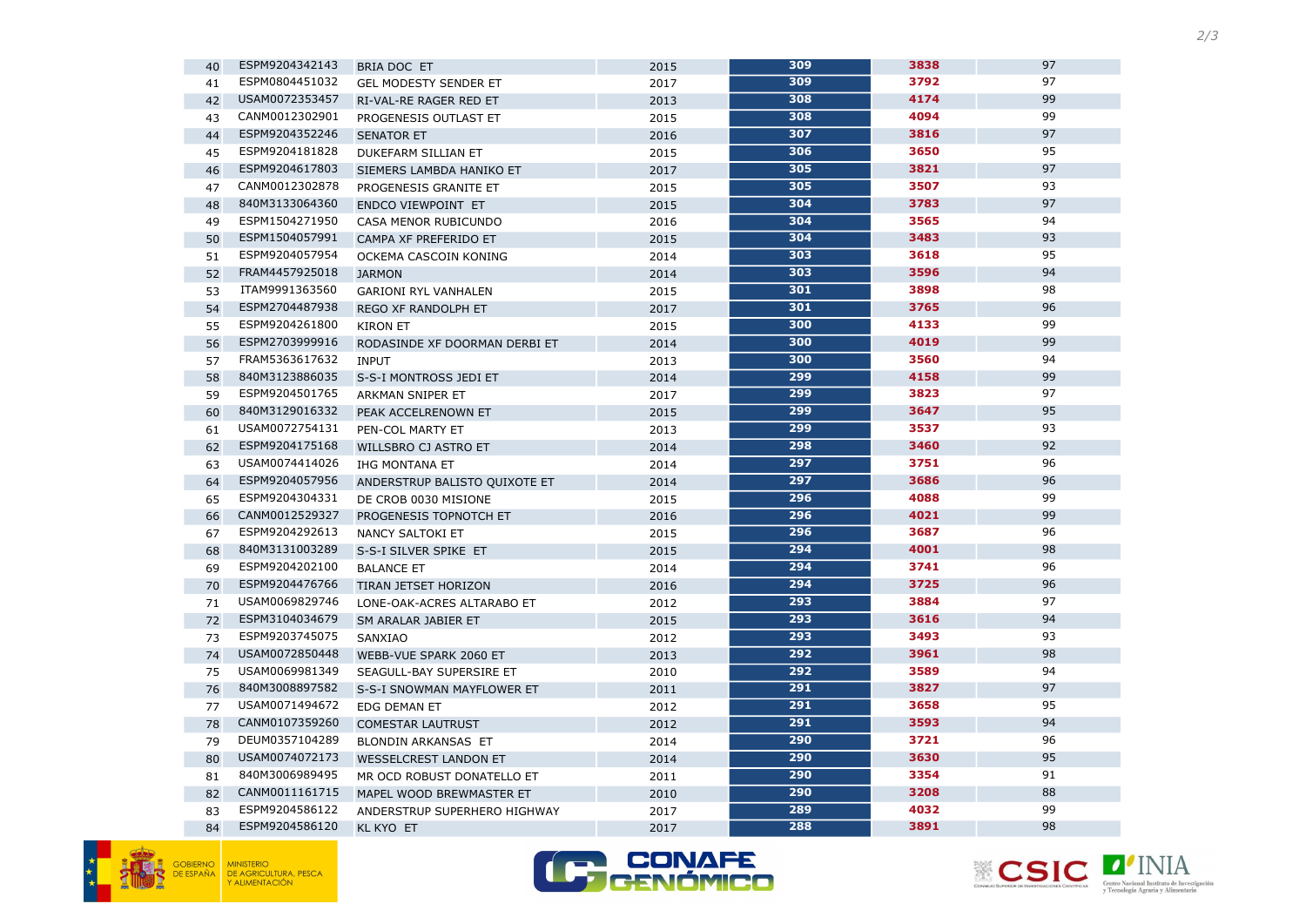| | | | | | | |
|---|---|---|---|---|---|---|
| 40 | ESPM9204342143 | BRIA DOC ET | 2015 | 309 | 3838 | 97 |
| 41 | ESPM0804451032 | GEL MODESTY SENDER ET | 2017 | 309 | 3792 | 97 |
| 42 | USAM0072353457 | RI-VAL-RE RAGER RED ET | 2013 | 308 | 4174 | 99 |
| 43 | CANM0012302901 | PROGENESIS OUTLAST ET | 2015 | 308 | 4094 | 99 |
| 44 | ESPM9204352246 | SENATOR ET | 2016 | 307 | 3816 | 97 |
| 45 | ESPM9204181828 | DUKEFARM SILLIAN ET | 2015 | 306 | 3650 | 95 |
| 46 | ESPM9204617803 | SIEMERS LAMBDA HANIKO ET | 2017 | 305 | 3821 | 97 |
| 47 | CANM0012302878 | PROGENESIS GRANITE ET | 2015 | 305 | 3507 | 93 |
| 48 | 840M3133064360 | ENDCO VIEWPOINT ET | 2015 | 304 | 3783 | 97 |
| 49 | ESPM1504271950 | CASA MENOR RUBICUNDO | 2016 | 304 | 3565 | 94 |
| 50 | ESPM1504057991 | CAMPA XF PREFERIDO ET | 2015 | 304 | 3483 | 93 |
| 51 | ESPM9204057954 | OCKEMA CASCOIN KONING | 2014 | 303 | 3618 | 95 |
| 52 | FRAM4457925018 | JARMON | 2014 | 303 | 3596 | 94 |
| 53 | ITAM9991363560 | GARIONI RYL VANHALEN | 2015 | 301 | 3898 | 98 |
| 54 | ESPM2704487938 | REGO XF RANDOLPH ET | 2017 | 301 | 3765 | 96 |
| 55 | ESPM9204261800 | KIRON ET | 2015 | 300 | 4133 | 99 |
| 56 | ESPM2703999916 | RODASINDE XF DOORMAN DERBI ET | 2014 | 300 | 4019 | 99 |
| 57 | FRAM5363617632 | INPUT | 2013 | 300 | 3560 | 94 |
| 58 | 840M3123886035 | S-S-I MONTROSS JEDI ET | 2014 | 299 | 4158 | 99 |
| 59 | ESPM9204501765 | ARKMAN SNIPER ET | 2017 | 299 | 3823 | 97 |
| 60 | 840M3129016332 | PEAK ACCELRENOWN ET | 2015 | 299 | 3647 | 95 |
| 61 | USAM0072754131 | PEN-COL MARTY ET | 2013 | 299 | 3537 | 93 |
| 62 | ESPM9204175168 | WILLSBRO CJ ASTRO ET | 2014 | 298 | 3460 | 92 |
| 63 | USAM0074414026 | IHG MONTANA ET | 2014 | 297 | 3751 | 96 |
| 64 | ESPM9204057956 | ANDERSTRUP BALISTO QUIXOTE ET | 2014 | 297 | 3686 | 96 |
| 65 | ESPM9204304331 | DE CROB 0030 MISIONE | 2015 | 296 | 4088 | 99 |
| 66 | CANM0012529327 | PROGENESIS TOPNOTCH ET | 2016 | 296 | 4021 | 99 |
| 67 | ESPM9204292613 | NANCY SALTOKI ET | 2015 | 296 | 3687 | 96 |
| 68 | 840M3131003289 | S-S-I SILVER SPIKE ET | 2015 | 294 | 4001 | 98 |
| 69 | ESPM9204202100 | BALANCE ET | 2014 | 294 | 3741 | 96 |
| 70 | ESPM9204476766 | TIRAN JETSET HORIZON | 2016 | 294 | 3725 | 96 |
| 71 | USAM0069829746 | LONE-OAK-ACRES ALTARABO ET | 2012 | 293 | 3884 | 97 |
| 72 | ESPM3104034679 | SM ARALAR JABIER ET | 2015 | 293 | 3616 | 94 |
| 73 | ESPM9203745075 | SANXIAO | 2012 | 293 | 3493 | 93 |
| 74 | USAM0072850448 | WEBB-VUE SPARK 2060 ET | 2013 | 292 | 3961 | 98 |
| 75 | USAM0069981349 | SEAGULL-BAY SUPERSIRE ET | 2010 | 292 | 3589 | 94 |
| 76 | 840M3008897582 | S-S-I SNOWMAN MAYFLOWER ET | 2011 | 291 | 3827 | 97 |
| 77 | USAM0071494672 | EDG DEMAN ET | 2012 | 291 | 3658 | 95 |
| 78 | CANM0107359260 | COMESTAR LAUTRUST | 2012 | 291 | 3593 | 94 |
| 79 | DEUM0357104289 | BLONDIN ARKANSAS ET | 2014 | 290 | 3721 | 96 |
| 80 | USAM0074072173 | WESSELCREST LANDON ET | 2014 | 290 | 3630 | 95 |
| 81 | 840M3006989495 | MR OCD ROBUST DONATELLO ET | 2011 | 290 | 3354 | 91 |
| 82 | CANM0011161715 | MAPEL WOOD BREWMASTER ET | 2010 | 290 | 3208 | 88 |
| 83 | ESPM9204586122 | ANDERSTRUP SUPERHERO HIGHWAY | 2017 | 289 | 4032 | 99 |
| 84 | ESPM9204586120 | KL KYO ET | 2017 | 288 | 3891 | 98 |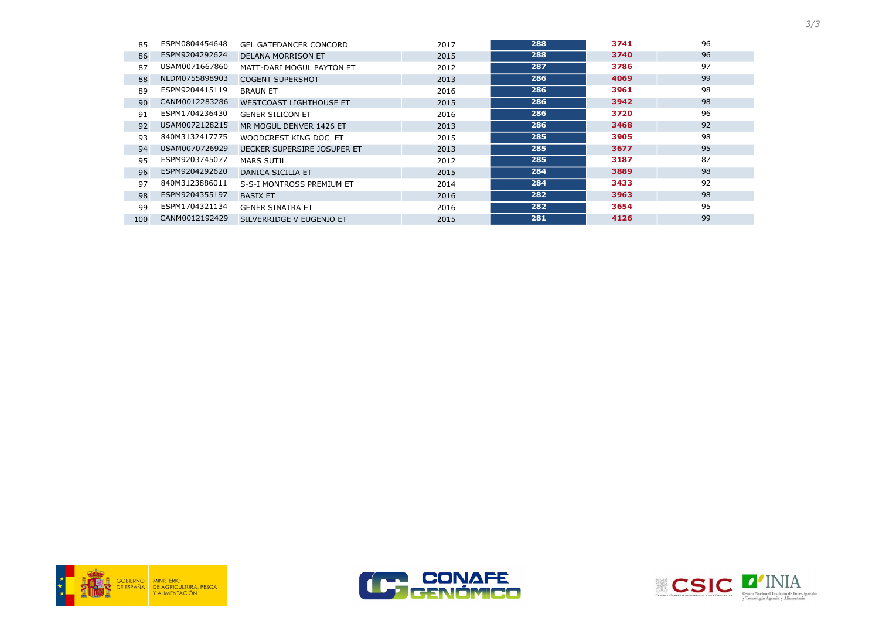| | | | | | | |
|---|---|---|---|---|---|---|
| 85 | ESPM0804454648 | GEL GATEDANCER CONCORD | 2017 | 288 | 3741 | 96 |
| 86 | ESPM9204292624 | DELANA MORRISON ET | 2015 | 288 | 3740 | 96 |
| 87 | USAM0071667860 | MATT-DARI MOGUL PAYTON ET | 2012 | 287 | 3786 | 97 |
| 88 | NLDM0755898903 | COGENT SUPERSHOT | 2013 | 286 | 4069 | 99 |
| 89 | ESPM9204415119 | BRAUN ET | 2016 | 286 | 3961 | 98 |
| 90 | CANM0012283286 | WESTCOAST LIGHTHOUSE ET | 2015 | 286 | 3942 | 98 |
| 91 | ESPM1704236430 | GENER SILICON ET | 2016 | 286 | 3720 | 96 |
| 92 | USAM0072128215 | MR MOGUL DENVER 1426 ET | 2013 | 286 | 3468 | 92 |
| 93 | 840M3132417775 | WOODCREST KING DOC ET | 2015 | 285 | 3905 | 98 |
| 94 | USAM0070726929 | UECKER SUPERSIRE JOSUPER ET | 2013 | 285 | 3677 | 95 |
| 95 | ESPM9203745077 | MARS SUTIL | 2012 | 285 | 3187 | 87 |
| 96 | ESPM9204292620 | DANICA SICILIA ET | 2015 | 284 | 3889 | 98 |
| 97 | 840M3123886011 | S-S-I MONTROSS PREMIUM ET | 2014 | 284 | 3433 | 92 |
| 98 | ESPM9204355197 | BASIX ET | 2016 | 282 | 3963 | 98 |
| 99 | ESPM1704321134 | GENER SINATRA ET | 2016 | 282 | 3654 | 95 |
| 100 | CANM0012192429 | SILVERRIDGE V EUGENIO ET | 2015 | 281 | 4126 | 99 |

GOBIERNO DE ESPAÑA | MINISTERIO DE AGRICULTURA, PESCA Y ALIMENTACIÓN

CONAFE GENÓMICO

CSIC

INIA Centro Nacional Instituto de Investigación y Tecnología Agraria y Alimentaria